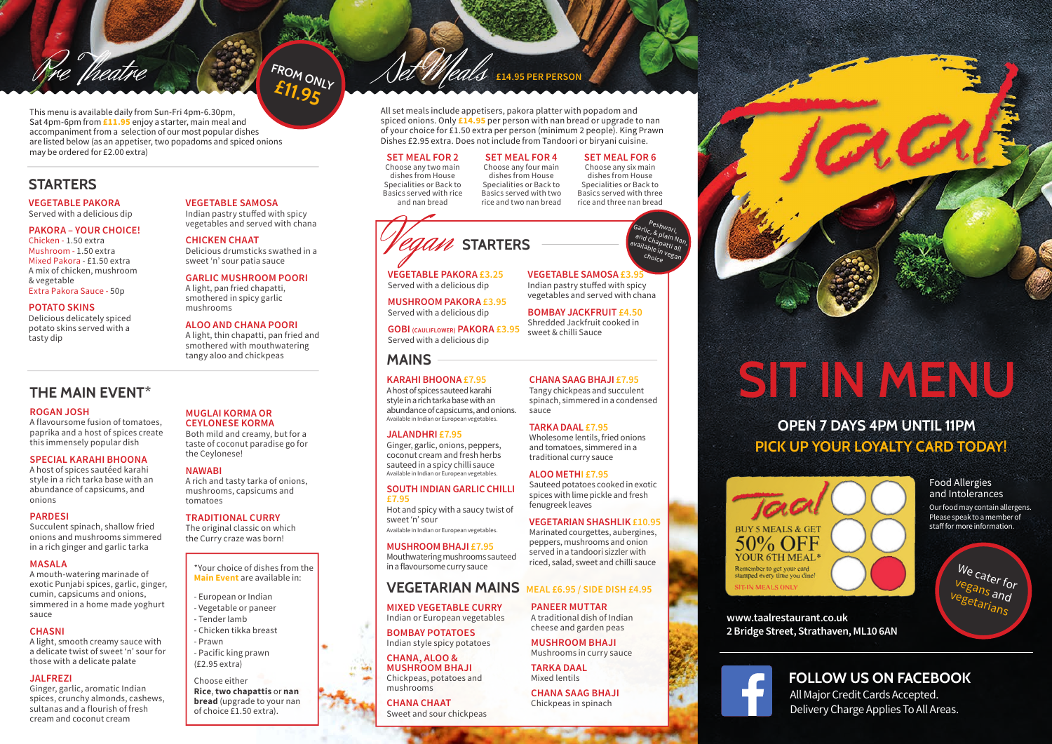# Pre Theatre

**FROM ONLY £11.95**

This menu is available daily from Sun-Fri 4pm-6.30pm, Sat 4pm-6pm from **£11.95** enjoy a starter, main meal and accompaniment from a selection of our most popular dishes are listed below (as an appetiser, two popadoms and spiced onions may be ordered for £2.00 extra)

## STARTERS

**VEGETABLE PAKORA**
Served with a delicious dip

**PAKORA – YOUR CHOICE!**
Chicken - 1.50 extra
Mushroom - 1.50 extra
Mixed Pakora - £1.50 extra
A mix of chicken, mushroom & vegetable
Extra Pakora Sauce - 50p

**POTATO SKINS**
Delicious delicately spiced potato skins served with a tasty dip

**VEGETABLE SAMOSA**
Indian pastry stuffed with spicy vegetables and served with chana

**CHICKEN CHAAT**
Delicious drumsticks swathed in a sweet 'n' sour pastry sauce

**GARLIC MUSHROOM POORI**
A light, pan fried chapatti, smothered in spicy garlic mushrooms

**ALOO AND CHANA POORI**
A light, thin chapatti, pan fried and smothered with mouthwatering tangy aloo and chickpeas

## THE MAIN EVENT*

**ROGAN JOSH**
A flavoursome fusion of tomatoes, paprika and a host of spices create this immensely popular dish

**SPECIAL KARAHI BHOONA**
A host of spices sautéed karahi style in a rich tarka base with an abundance of capsicums, and onions

**PARDESI**
Succulent spinach, shallow fried onions and mushrooms simmered in a rich ginger and garlic tarka

**MASALA**
A mouth-watering marinade of exotic Punjabi spices, garlic, ginger, cumin, capsicums and onions, simmered in a home made yoghurt sauce

**CHASNI**
A light, smooth creamy sauce with a delicate twist of sweet 'n' sour for those with a delicate palate

**JALFREZI**
Ginger, garlic, aromatic Indian spices, crunchy almonds, cashews, sultanas and a flourish of fresh cream and coconut cream

**MUGLAI KORMA OR CEYLONESE KORMA**
Both mild and creamy, but for a taste of coconut paradise go for the Ceylonese!

**NAWABI**
A rich and tasty tarka of onions, mushrooms, capsicums and tomatoes

**TRADITIONAL CURRY**
The original classic on which the Curry craze was born!

*Your choice of dishes from the **Main Event** are available in:

- European or Indian
- Vegetable or paneer
- Tender lamb
- Chicken tikka breast
- Prawn
- Pacific king prawn (£2.95 extra)

Choose either **Rice**, **two chapattis** or **nan bread** (upgrade to your nan of choice £1.50 extra).

# Set Meals

**£14.95 PER PERSON**

All set meals include appetisers, pakora platter with popadom and spiced onions. Only **£14.95** per person with nan bread or upgrade to nan of your choice for £1.50 extra per person (minimum 2 people). King Prawn Dishes £2.95 extra. Does not include from Tandoori or biryani cuisine.

**SET MEAL FOR 2**
Choose any two main dishes from House Specialities or Back to Basics served with rice and nan bread

**SET MEAL FOR 4**
Choose any four main dishes from House Specialities or Back to Basics served with two rice and two nan bread

**SET MEAL FOR 6**
Choose any six main dishes from House Specialities or Back to Basics served with three rice and three nan bread

# Vegan

## STARTERS

*Peshwari, Garlic, & plain Nan, and Chapatti all available in vegan choice*

**VEGETABLE PAKORA** £3.25
Served with a delicious dip

**MUSHROOM PAKORA** £3.95
Served with a delicious dip

**GOBI (CAULIFLOWER) PAKORA** £3.95
Served with a delicious dip

**VEGETABLE SAMOSA** £3.95
Indian pastry stuffed with spicy vegetables and served with chana

**BOMBAY JACKFRUIT** £4.50
Shredded Jackfruit cooked in sweet & chilli Sauce

## MAINS

**KARAHI BHOONA** £7.95
A host of spices sauteed karahi style in a rich tarka base with an abundance of capsicums, and onions.
Available in Indian or European vegetables.

**JALANDHRI** £7.95
Ginger, garlic, onions, peppers, coconut cream and fresh herbs sauteed in a spicy chilli sauce
Available in Indian or European vegetables.

**SOUTH INDIAN GARLIC CHILLI** £7.95
Hot and spicy with a saucy twist of sweet 'n' sour
Available in Indian or European vegetables.

**MUSHROOM BHAJI** £7.95
Mouthwatering mushrooms sauteed in a flavoursome curry sauce

**CHANA SAAG BHAJI** £7.95
Tangy chickpeas and succulent spinach, simmered in a condensed sauce

**TARKA DAAL** £7.95
Wholesome lentils, fried onions and tomatoes, simmered in a traditional curry sauce

**ALOO METHI** £7.95
Sauteed potatoes cooked in exotic spices with lime pickle and fresh fenugreek leaves

**VEGETARIAN SHASHLIK** £10.95
Marinated courgettes, aubergines, peppers, mushrooms and onion served in a tandoori sizzler with riced, salad, sweet and chilli sauce

## VEGETARIAN MAINS

MEAL £6.95 / SIDE DISH £4.95

**MIXED VEGETABLE CURRY**
Indian or European vegetables

**BOMBAY POTATOES**
Indian style spicy potatoes

**CHANA, ALOO & MUSHROOM BHAJI**
Chickpeas, potatoes and mushrooms

**CHANA CHAAT**
Sweet and sour chickpeas

**PANEER MUTTAR**
A traditional dish of Indian cheese and garden peas

**MUSHROOM BHAJI**
Mushrooms in curry sauce

**TARKA DAAL**
Mixed lentils

**CHANA SAAG BHAJI**
Chickpeas in spinach

# Taal

# SIT IN MENU

**OPEN 7 DAYS 4PM UNTIL 11PM**

**PICK UP YOUR LOYALTY CARD TODAY!**

Taal
BUY 5 MEALS & GET 50% OFF YOUR 6TH MEAL*
Remember to get your card stamped every time you dine!
SIT-IN MEALS ONLY

**Food Allergies and Intolerances**
Our food may contain allergens. Please speak to a member of staff for more information.

We cater for vegans and vegetarians

**www.taalrestaurant.co.uk**
**2 Bridge Street, Strathaven, ML10 6AN**

**FOLLOW US ON FACEBOOK**
All Major Credit Cards Accepted.
Delivery Charge Applies To All Areas.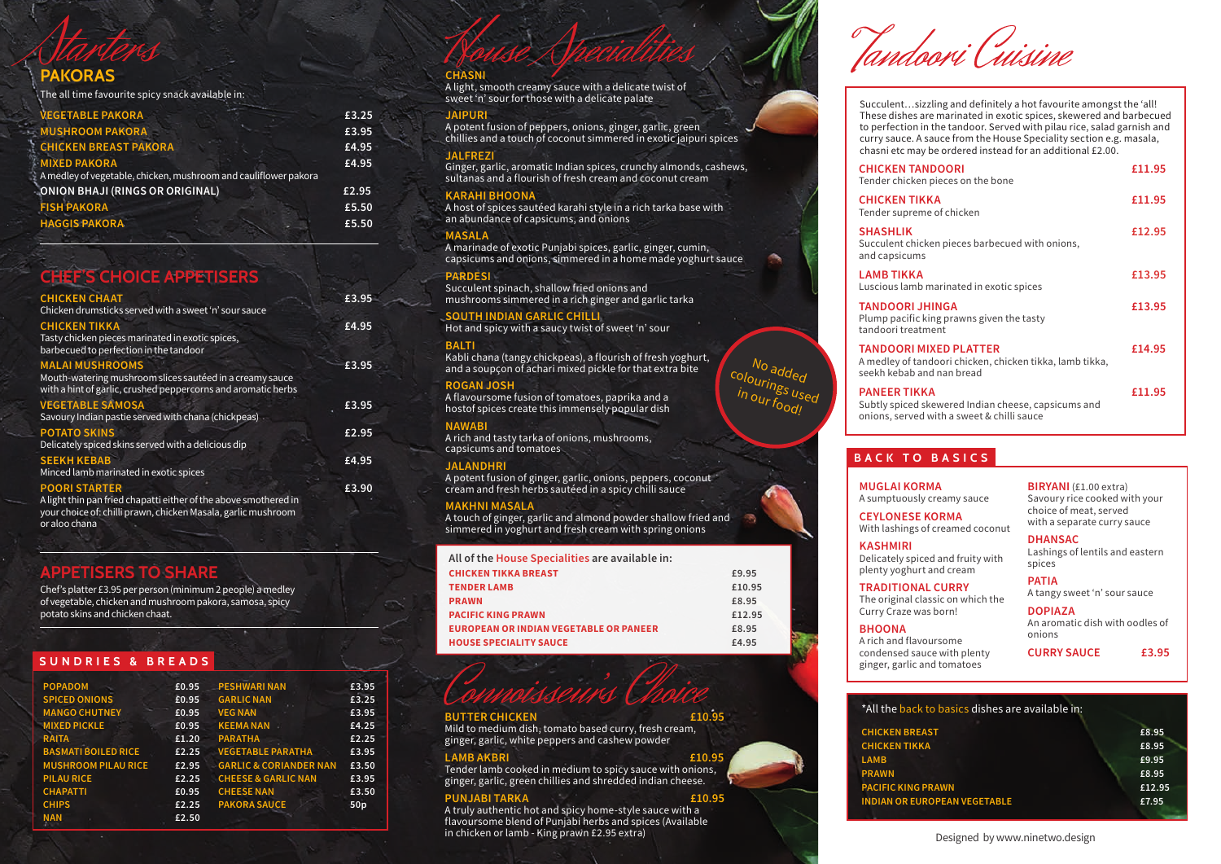# Starters

## PAKORAS

The all time favourite spicy snack available in:

| | |
|---|---|
| VEGETABLE PAKORA | £3.25 |
| MUSHROOM PAKORA | £3.95 |
| CHICKEN BREAST PAKORA | £4.95 |
| MIXED PAKORA<br>A medley of vegetable, chicken, mushroom and cauliflower pakora | £4.95 |
| ONION BHAJI (RINGS OR ORIGINAL) | £2.95 |
| FISH PAKORA | £5.50 |
| HAGGIS PAKORA | £5.50 |

## CHEF'S CHOICE APPETISERS

**CHICKEN CHAAT** — £3.95
Chicken drumsticks served with a sweet 'n' sour sauce

**CHICKEN TIKKA** — £4.95
Tasty chicken pieces marinated in exotic spices, barbecued to perfection in the tandoor

**MALAI MUSHROOMS** — £3.95
Mouth-watering mushroom slices sautéed in a creamy sauce with a hint of garlic, crushed peppercorns and aromatic herbs

**VEGETABLE SAMOSA** — £3.95
Savoury Indian pastie served with chana (chickpeas)

**POTATO SKINS** — £2.95
Delicately spiced skins served with a delicious dip

**SEEKH KEBAB** — £4.95
Minced lamb marinated in exotic spices

**POORI STARTER** — £3.90
A light thin pan fried chapatti either of the above smothered in your choice of: chilli prawn, chicken Masala, garlic mushroom or aloo chana

## APPETISERS TO SHARE

Chef's platter £3.95 per person (minimum 2 people) a medley of vegetable, chicken and mushroom pakora, samosa, spicy potato skins and chicken chaat.

## SUNDRIES & BREADS

| | | | |
|---|---|---|---|
| POPADOM | £0.95 | PESHWARI NAN | £3.95 |
| SPICED ONIONS | £0.95 | GARLIC NAN | £3.25 |
| MANGO CHUTNEY | £0.95 | VEG NAN | £3.95 |
| MIXED PICKLE | £0.95 | KEEMA NAN | £4.25 |
| RAITA | £1.20 | PARATHA | £2.25 |
| BASMATI BOILED RICE | £2.25 | VEGETABLE PARATHA | £3.95 |
| MUSHROOM PILAU RICE | £2.95 | GARLIC & CORIANDER NAN | £3.50 |
| PILAU RICE | £2.25 | CHEESE & GARLIC NAN | £3.95 |
| CHAPATTI | £0.95 | CHEESE NAN | £3.50 |
| CHIPS | £2.25 | PAKORA SAUCE | 50p |
| NAN | £2.50 | | |

# House Specialities

**CHASNI**
A light, smooth creamy sauce with a delicate twist of sweet 'n' sour for those with a delicate palate

**JAIPURI**
A potent fusion of peppers, onions, ginger, garlic, green chillies and a touch of coconut simmered in exotic jaipuri spices

**JALFREZI**
Ginger, garlic, aromatic Indian spices, crunchy almonds, cashews, sultanas and a flourish of fresh cream and coconut cream

**KARAHI BHOONA**
A host of spices sautéed karahi style in a rich tarka base with an abundance of capsicums, and onions

**MASALA**
A marinade of exotic Punjabi spices, garlic, ginger, cumin, capsicums and onions, simmered in a home made yoghurt sauce

**PARDESI**
Succulent spinach, shallow fried onions and mushrooms simmered in a rich ginger and garlic tarka

**SOUTH INDIAN GARLIC CHILLI**
Hot and spicy with a saucy twist of sweet 'n' sour

**BALTI**
Kabli chana (tangy chickpeas), a flourish of fresh yoghurt, and a soupçon of achari mixed pickle for that extra bite

**ROGAN JOSH**
A flavoursome fusion of tomatoes, paprika and a hostof spices create this immensely popular dish

**NAWABI**
A rich and tasty tarka of onions, mushrooms, capsicums and tomatoes

**JALANDHRI**
A potent fusion of ginger, garlic, onions, peppers, coconut cream and fresh herbs sautéed in a spicy chilli sauce

**MAKHNI MASALA**
A touch of ginger, garlic and almond powder shallow fried and simmered in yoghurt and fresh cream with spring onions

No added colourings used in our food!

All of the House Specialities are available in:

| | |
|---|---|
| CHICKEN TIKKA BREAST | £9.95 |
| TENDER LAMB | £10.95 |
| PRAWN | £8.95 |
| PACIFIC KING PRAWN | £12.95 |
| EUROPEAN OR INDIAN VEGETABLE OR PANEER | £8.95 |
| HOUSE SPECIALITY SAUCE | £4.95 |

# Connoisseur's Choice

**BUTTER CHICKEN** — £10.95
Mild to medium dish, tomato based curry, fresh cream, ginger, garlic, white peppers and cashew powder

**LAMB AKBRI** — £10.95
Tender lamb cooked in medium to spicy sauce with onions, ginger, garlic, green chillies and shredded indian cheese.

**PUNJABI TARKA** — £10.95
A truly authentic hot and spicy home-style sauce with a flavoursome blend of Punjabi herbs and spices (Available in chicken or lamb - King prawn £2.95 extra)

# Tandoori Cuisine

Succulent…sizzling and definitely a hot favourite amongst the 'all! These dishes are marinated in exotic spices, skewered and barbecued to perfection in the tandoor. Served with pilau rice, salad garnish and curry sauce. A sauce from the House Speciality section e.g. masala, chasni etc may be ordered instead for an additional £2.00.

**CHICKEN TANDOORI** — £11.95
Tender chicken pieces on the bone

**CHICKEN TIKKA** — £11.95
Tender supreme of chicken

**SHASHLIK** — £12.95
Succulent chicken pieces barbecued with onions, and capsicums

**LAMB TIKKA** — £13.95
Luscious lamb marinated in exotic spices

**TANDOORI JHINGA** — £13.95
Plump pacific king prawns given the tasty tandoori treatment

**TANDOORI MIXED PLATTER** — £14.95
A medley of tandoori chicken, chicken tikka, lamb tikka, seekh kebab and nan bread

**PANEER TIKKA** — £11.95
Subtly spiced skewered Indian cheese, capsicums and onions, served with a sweet & chilli sauce

## BACK TO BASICS

**MUGLAI KORMA**
A sumptuously creamy sauce

**CEYLONESE KORMA**
With lashings of creamed coconut

**KASHMIRI**
Delicately spiced and fruity with plenty yoghurt and cream

**TRADITIONAL CURRY**
The original classic on which the Curry Craze was born!

**BHOONA**
A rich and flavoursome condensed sauce with plenty ginger, garlic and tomatoes

**BIRYANI** (£1.00 extra)
Savoury rice cooked with your choice of meat, served with a separate curry sauce

**DHANSAC**
Lashings of lentils and eastern spices

**PATIA**
A tangy sweet 'n' sour sauce

**DOPIAZA**
An aromatic dish with oodles of onions

**CURRY SAUCE** — £3.95

*All the back to basics dishes are available in:

| | |
|---|---|
| CHICKEN BREAST | £8.95 |
| CHICKEN TIKKA | £8.95 |
| LAMB | £9.95 |
| PRAWN | £8.95 |
| PACIFIC KING PRAWN | £12.95 |
| INDIAN OR EUROPEAN VEGETABLE | £7.95 |

Designed by www.ninetwo.design